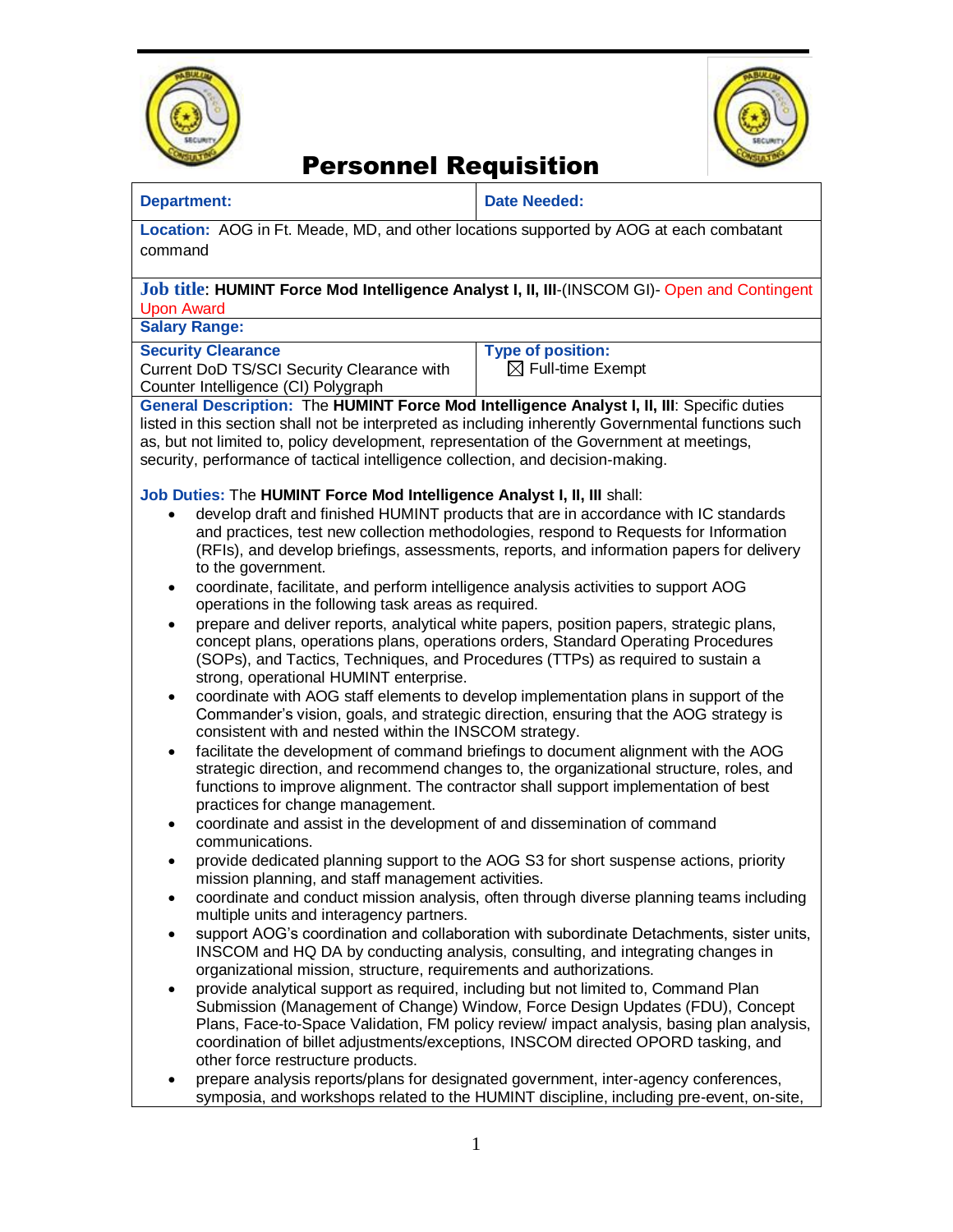# Personnel Requisition

| Department: | Date Needed: |
|---|---|
| **Location:** AOG in Ft. Meade, MD, and other locations supported by AOG at each combatant command | |
| **Job title**: **HUMINT Force Mod Intelligence Analyst I, II, III**-(INSCOM GI)- Open and Contingent Upon Award | |
| **Salary Range:** | |
| **Security Clearance** Current DoD TS/SCI Security Clearance with Counter Intelligence (CI) Polygraph | **Type of position:** ☒ Full-time Exempt |

**General Description:** The **HUMINT Force Mod Intelligence Analyst I, II, III**: Specific duties listed in this section shall not be interpreted as including inherently Governmental functions such as, but not limited to, policy development, representation of the Government at meetings, security, performance of tactical intelligence collection, and decision-making.

**Job Duties:** The **HUMINT Force Mod Intelligence Analyst I, II, III** shall:

- develop draft and finished HUMINT products that are in accordance with IC standards and practices, test new collection methodologies, respond to Requests for Information (RFIs), and develop briefings, assessments, reports, and information papers for delivery to the government.
- coordinate, facilitate, and perform intelligence analysis activities to support AOG operations in the following task areas as required.
- prepare and deliver reports, analytical white papers, position papers, strategic plans, concept plans, operations plans, operations orders, Standard Operating Procedures (SOPs), and Tactics, Techniques, and Procedures (TTPs) as required to sustain a strong, operational HUMINT enterprise.
- coordinate with AOG staff elements to develop implementation plans in support of the Commander's vision, goals, and strategic direction, ensuring that the AOG strategy is consistent with and nested within the INSCOM strategy.
- facilitate the development of command briefings to document alignment with the AOG strategic direction, and recommend changes to, the organizational structure, roles, and functions to improve alignment. The contractor shall support implementation of best practices for change management.
- coordinate and assist in the development of and dissemination of command communications.
- provide dedicated planning support to the AOG S3 for short suspense actions, priority mission planning, and staff management activities.
- coordinate and conduct mission analysis, often through diverse planning teams including multiple units and interagency partners.
- support AOG's coordination and collaboration with subordinate Detachments, sister units, INSCOM and HQ DA by conducting analysis, consulting, and integrating changes in organizational mission, structure, requirements and authorizations.
- provide analytical support as required, including but not limited to, Command Plan Submission (Management of Change) Window, Force Design Updates (FDU), Concept Plans, Face-to-Space Validation, FM policy review/ impact analysis, basing plan analysis, coordination of billet adjustments/exceptions, INSCOM directed OPORD tasking, and other force restructure products.
- prepare analysis reports/plans for designated government, inter-agency conferences, symposia, and workshops related to the HUMINT discipline, including pre-event, on-site,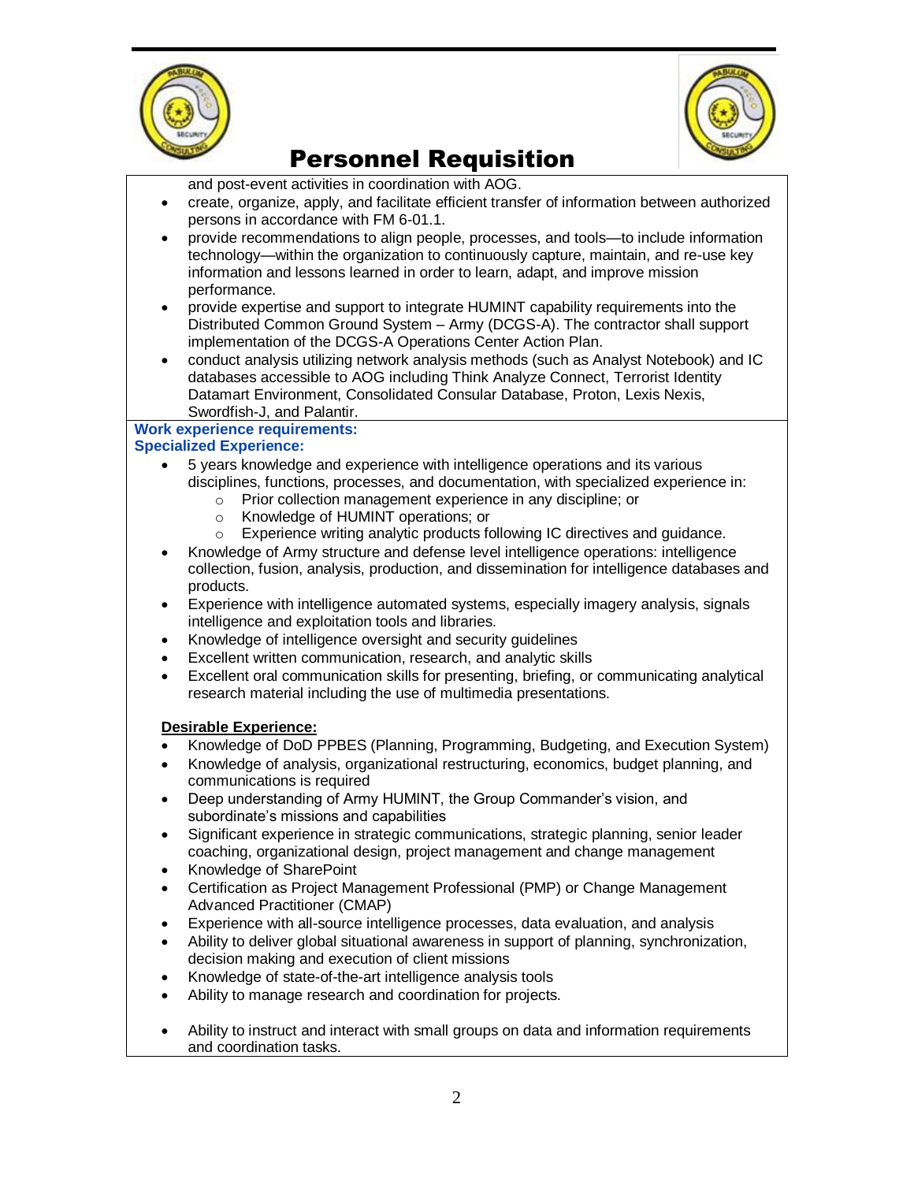# Personnel Requisition

and post-event activities in coordination with AOG.

- create, organize, apply, and facilitate efficient transfer of information between authorized persons in accordance with FM 6-01.1.
- provide recommendations to align people, processes, and tools—to include information technology—within the organization to continuously capture, maintain, and re-use key information and lessons learned in order to learn, adapt, and improve mission performance.
- provide expertise and support to integrate HUMINT capability requirements into the Distributed Common Ground System – Army (DCGS-A). The contractor shall support implementation of the DCGS-A Operations Center Action Plan.
- conduct analysis utilizing network analysis methods (such as Analyst Notebook) and IC databases accessible to AOG including Think Analyze Connect, Terrorist Identity Datamart Environment, Consolidated Consular Database, Proton, Lexis Nexis, Swordfish-J, and Palantir.

**Work experience requirements:**
**Specialized Experience:**

- 5 years knowledge and experience with intelligence operations and its various disciplines, functions, processes, and documentation, with specialized experience in:
  - Prior collection management experience in any discipline; or
  - Knowledge of HUMINT operations; or
  - Experience writing analytic products following IC directives and guidance.
- Knowledge of Army structure and defense level intelligence operations: intelligence collection, fusion, analysis, production, and dissemination for intelligence databases and products.
- Experience with intelligence automated systems, especially imagery analysis, signals intelligence and exploitation tools and libraries.
- Knowledge of intelligence oversight and security guidelines
- Excellent written communication, research, and analytic skills
- Excellent oral communication skills for presenting, briefing, or communicating analytical research material including the use of multimedia presentations.

**Desirable Experience:**

- Knowledge of DoD PPBES (Planning, Programming, Budgeting, and Execution System)
- Knowledge of analysis, organizational restructuring, economics, budget planning, and communications is required
- Deep understanding of Army HUMINT, the Group Commander's vision, and subordinate's missions and capabilities
- Significant experience in strategic communications, strategic planning, senior leader coaching, organizational design, project management and change management
- Knowledge of SharePoint
- Certification as Project Management Professional (PMP) or Change Management Advanced Practitioner (CMAP)
- Experience with all-source intelligence processes, data evaluation, and analysis
- Ability to deliver global situational awareness in support of planning, synchronization, decision making and execution of client missions
- Knowledge of state-of-the-art intelligence analysis tools
- Ability to manage research and coordination for projects.
- Ability to instruct and interact with small groups on data and information requirements and coordination tasks.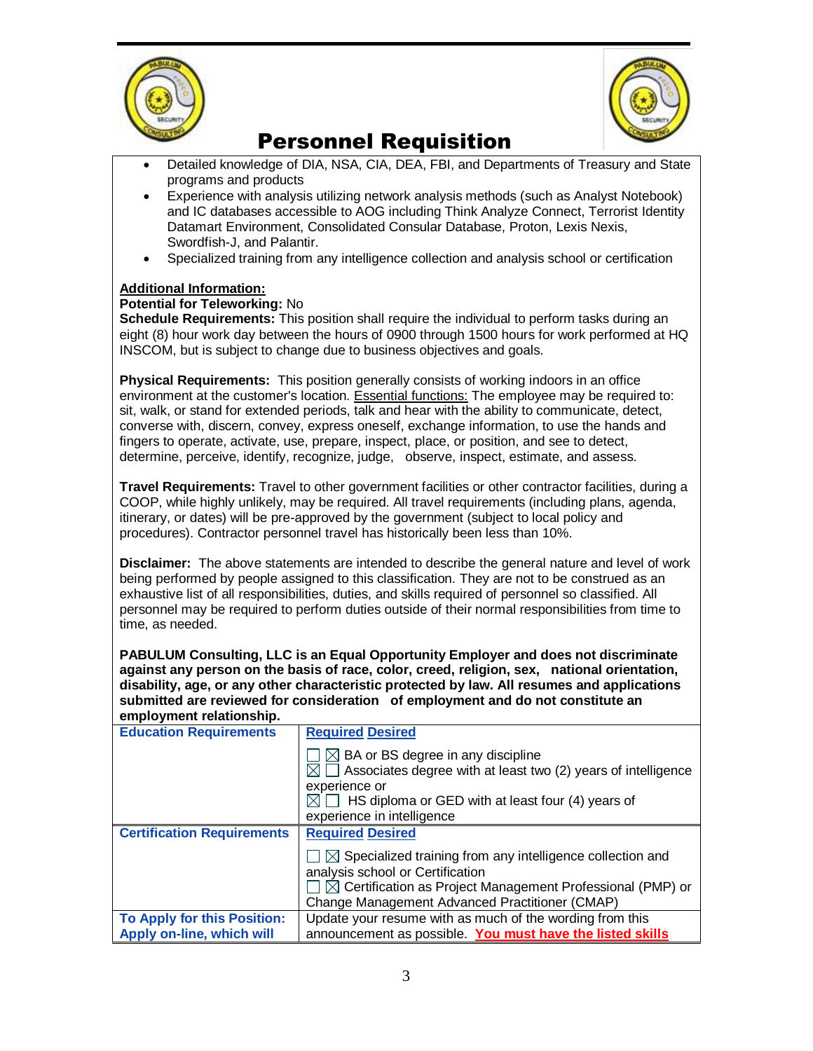# Personnel Requisition

- Detailed knowledge of DIA, NSA, CIA, DEA, FBI, and Departments of Treasury and State programs and products
- Experience with analysis utilizing network analysis methods (such as Analyst Notebook) and IC databases accessible to AOG including Think Analyze Connect, Terrorist Identity Datamart Environment, Consolidated Consular Database, Proton, Lexis Nexis, Swordfish-J, and Palantir.
- Specialized training from any intelligence collection and analysis school or certification

**Additional Information:**

**Potential for Teleworking:** No

**Schedule Requirements:** This position shall require the individual to perform tasks during an eight (8) hour work day between the hours of 0900 through 1500 hours for work performed at HQ INSCOM, but is subject to change due to business objectives and goals.

**Physical Requirements:** This position generally consists of working indoors in an office environment at the customer's location. Essential functions: The employee may be required to: sit, walk, or stand for extended periods, talk and hear with the ability to communicate, detect, converse with, discern, convey, express oneself, exchange information, to use the hands and fingers to operate, activate, use, prepare, inspect, place, or position, and see to detect, determine, perceive, identify, recognize, judge, observe, inspect, estimate, and assess.

**Travel Requirements:** Travel to other government facilities or other contractor facilities, during a COOP, while highly unlikely, may be required. All travel requirements (including plans, agenda, itinerary, or dates) will be pre-approved by the government (subject to local policy and procedures). Contractor personnel travel has historically been less than 10%.

**Disclaimer:** The above statements are intended to describe the general nature and level of work being performed by people assigned to this classification. They are not to be construed as an exhaustive list of all responsibilities, duties, and skills required of personnel so classified. All personnel may be required to perform duties outside of their normal responsibilities from time to time, as needed.

**PABULUM Consulting, LLC is an Equal Opportunity Employer and does not discriminate against any person on the basis of race, color, creed, religion, sex, national orientation, disability, age, or any other characteristic protected by law. All resumes and applications submitted are reviewed for consideration of employment and do not constitute an employment relationship.**

| **Education Requirements** | **Required Desired**<br>☐ ☒ BA or BS degree in any discipline<br>☒ ☐ Associates degree with at least two (2) years of intelligence experience or<br>☒ ☐ HS diploma or GED with at least four (4) years of experience in intelligence |
|---|---|
| **Certification Requirements** | **Required Desired**<br>☐ ☒ Specialized training from any intelligence collection and analysis school or Certification<br>☐ ☒ Certification as Project Management Professional (PMP) or Change Management Advanced Practitioner (CMAP) |
| **To Apply for this Position: Apply on-line, which will** | Update your resume with as much of the wording from this announcement as possible. **You must have the listed skills** |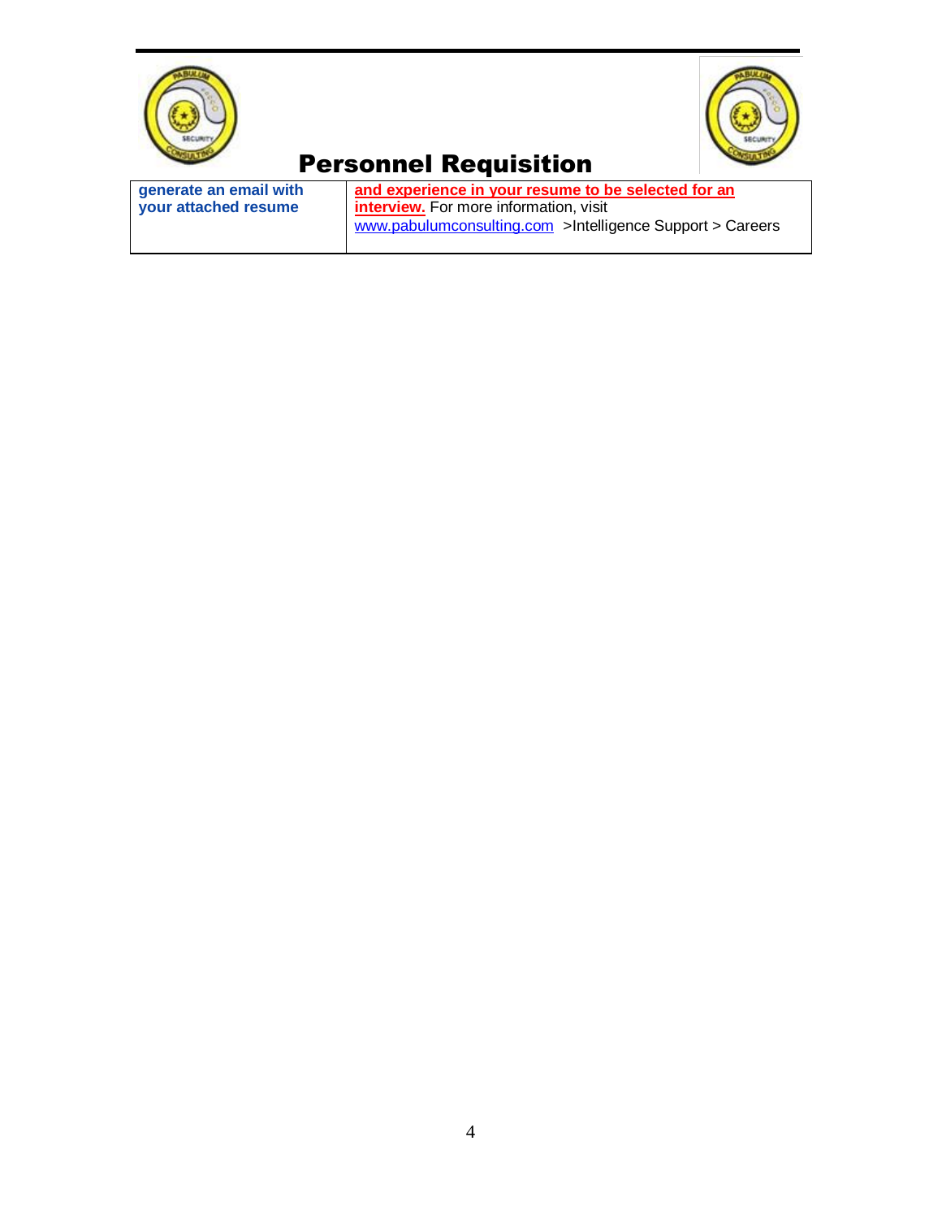# Personnel Requisition

| | |
|---|---|
| **generate an email with your attached resume** | **and experience in your resume to be selected for an interview.** For more information, visit www.pabulumconsulting.com >Intelligence Support > Careers |